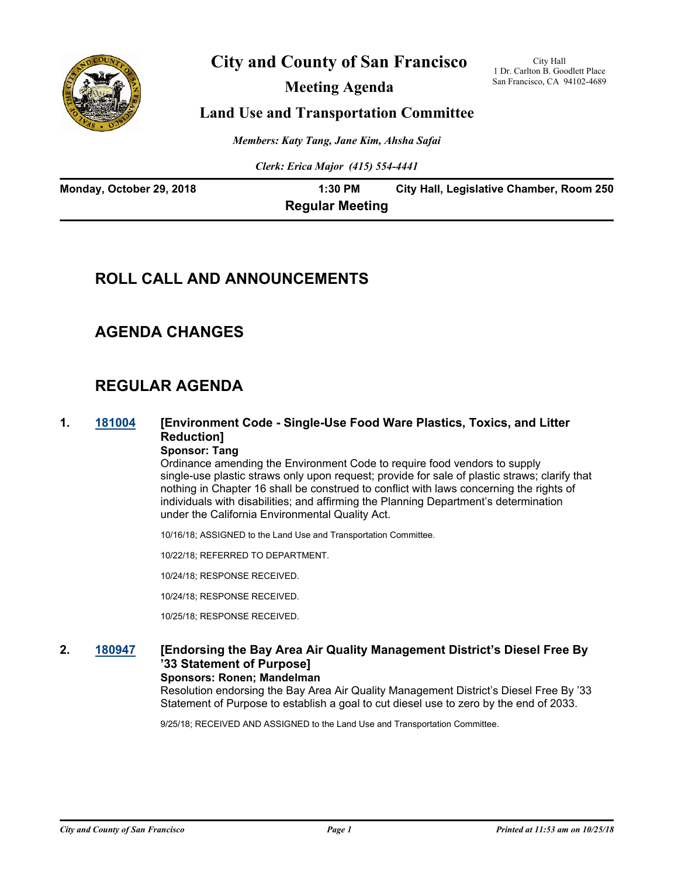# City and County of San Francisco

City Hall
1 Dr. Carlton B. Goodlett Place
San Francisco, CA 94102-4689

## Meeting Agenda

## Land Use and Transportation Committee

*Members: Katy Tang, Jane Kim, Ahsha Safai*

*Clerk: Erica Major (415) 554-4441*

**Monday, October 29, 2018** **1:30 PM** **City Hall, Legislative Chamber, Room 250**

**Regular Meeting**

## ROLL CALL AND ANNOUNCEMENTS

## AGENDA CHANGES

## REGULAR AGENDA

**1. 181004 [Environment Code - Single-Use Food Ware Plastics, Toxics, and Litter Reduction]**

**Sponsor: Tang**

Ordinance amending the Environment Code to require food vendors to supply single-use plastic straws only upon request; provide for sale of plastic straws; clarify that nothing in Chapter 16 shall be construed to conflict with laws concerning the rights of individuals with disabilities; and affirming the Planning Department's determination under the California Environmental Quality Act.

10/16/18; ASSIGNED to the Land Use and Transportation Committee.

10/22/18; REFERRED TO DEPARTMENT.

10/24/18; RESPONSE RECEIVED.

10/24/18; RESPONSE RECEIVED.

10/25/18; RESPONSE RECEIVED.

**2. 180947 [Endorsing the Bay Area Air Quality Management District's Diesel Free By '33 Statement of Purpose]**

**Sponsors: Ronen; Mandelman**

Resolution endorsing the Bay Area Air Quality Management District's Diesel Free By '33 Statement of Purpose to establish a goal to cut diesel use to zero by the end of 2033.

9/25/18; RECEIVED AND ASSIGNED to the Land Use and Transportation Committee.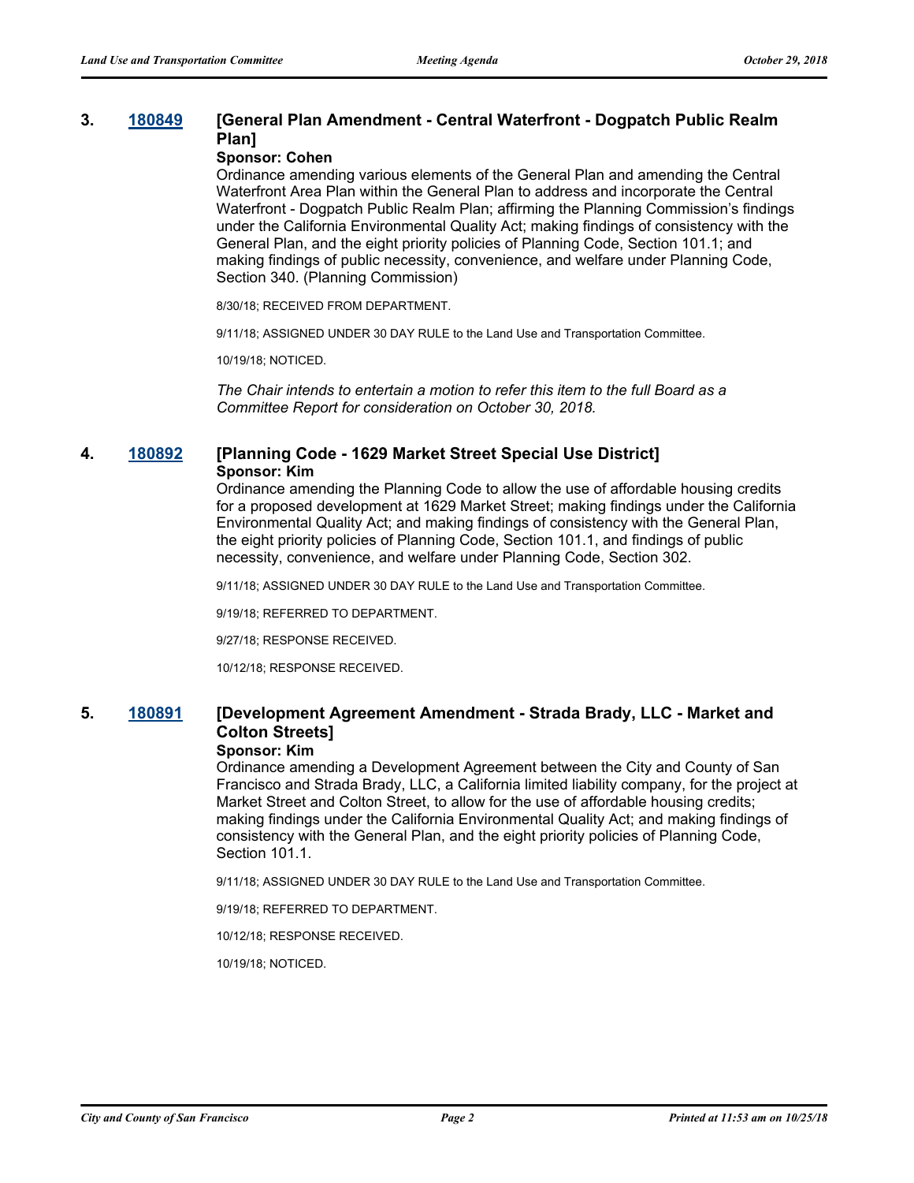### 3. 180849 [General Plan Amendment - Central Waterfront - Dogpatch Public Realm Plan]

**Sponsor: Cohen**

Ordinance amending various elements of the General Plan and amending the Central Waterfront Area Plan within the General Plan to address and incorporate the Central Waterfront - Dogpatch Public Realm Plan; affirming the Planning Commission's findings under the California Environmental Quality Act; making findings of consistency with the General Plan, and the eight priority policies of Planning Code, Section 101.1; and making findings of public necessity, convenience, and welfare under Planning Code, Section 340. (Planning Commission)

8/30/18; RECEIVED FROM DEPARTMENT.

9/11/18; ASSIGNED UNDER 30 DAY RULE to the Land Use and Transportation Committee.

10/19/18; NOTICED.

*The Chair intends to entertain a motion to refer this item to the full Board as a Committee Report for consideration on October 30, 2018.*

### 4. 180892 [Planning Code - 1629 Market Street Special Use District]

**Sponsor: Kim**

Ordinance amending the Planning Code to allow the use of affordable housing credits for a proposed development at 1629 Market Street; making findings under the California Environmental Quality Act; and making findings of consistency with the General Plan, the eight priority policies of Planning Code, Section 101.1, and findings of public necessity, convenience, and welfare under Planning Code, Section 302.

9/11/18; ASSIGNED UNDER 30 DAY RULE to the Land Use and Transportation Committee.

9/19/18; REFERRED TO DEPARTMENT.

9/27/18; RESPONSE RECEIVED.

10/12/18; RESPONSE RECEIVED.

### 5. 180891 [Development Agreement Amendment - Strada Brady, LLC - Market and Colton Streets]

**Sponsor: Kim**

Ordinance amending a Development Agreement between the City and County of San Francisco and Strada Brady, LLC, a California limited liability company, for the project at Market Street and Colton Street, to allow for the use of affordable housing credits; making findings under the California Environmental Quality Act; and making findings of consistency with the General Plan, and the eight priority policies of Planning Code, Section 101.1.

9/11/18; ASSIGNED UNDER 30 DAY RULE to the Land Use and Transportation Committee.

9/19/18; REFERRED TO DEPARTMENT.

10/12/18; RESPONSE RECEIVED.

10/19/18; NOTICED.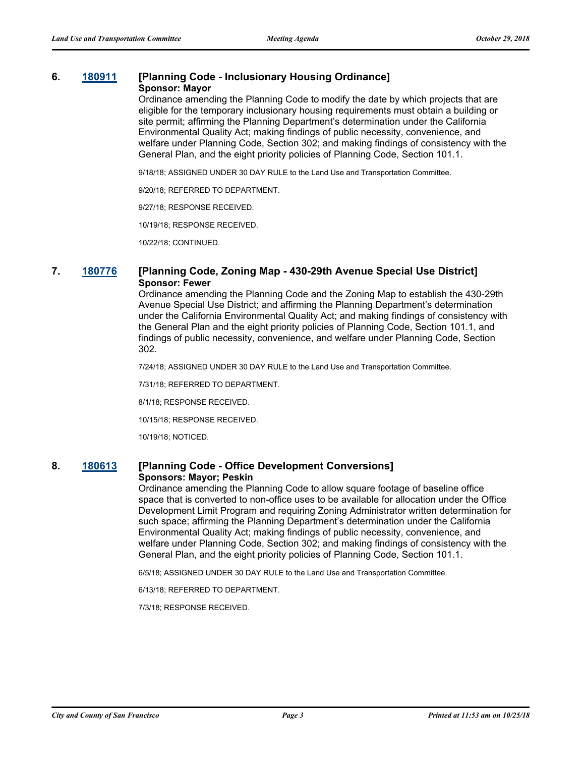## 6. 180911 [Planning Code - Inclusionary Housing Ordinance]

**Sponsor: Mayor**

Ordinance amending the Planning Code to modify the date by which projects that are eligible for the temporary inclusionary housing requirements must obtain a building or site permit; affirming the Planning Department's determination under the California Environmental Quality Act; making findings of public necessity, convenience, and welfare under Planning Code, Section 302; and making findings of consistency with the General Plan, and the eight priority policies of Planning Code, Section 101.1.

9/18/18; ASSIGNED UNDER 30 DAY RULE to the Land Use and Transportation Committee.

9/20/18; REFERRED TO DEPARTMENT.

9/27/18; RESPONSE RECEIVED.

10/19/18; RESPONSE RECEIVED.

10/22/18; CONTINUED.

## 7. 180776 [Planning Code, Zoning Map - 430-29th Avenue Special Use District]

**Sponsor: Fewer**

Ordinance amending the Planning Code and the Zoning Map to establish the 430-29th Avenue Special Use District; and affirming the Planning Department's determination under the California Environmental Quality Act; and making findings of consistency with the General Plan and the eight priority policies of Planning Code, Section 101.1, and findings of public necessity, convenience, and welfare under Planning Code, Section 302.

7/24/18; ASSIGNED UNDER 30 DAY RULE to the Land Use and Transportation Committee.

7/31/18; REFERRED TO DEPARTMENT.

8/1/18; RESPONSE RECEIVED.

10/15/18; RESPONSE RECEIVED.

10/19/18; NOTICED.

## 8. 180613 [Planning Code - Office Development Conversions]

**Sponsors: Mayor; Peskin**

Ordinance amending the Planning Code to allow square footage of baseline office space that is converted to non-office uses to be available for allocation under the Office Development Limit Program and requiring Zoning Administrator written determination for such space; affirming the Planning Department's determination under the California Environmental Quality Act; making findings of public necessity, convenience, and welfare under Planning Code, Section 302; and making findings of consistency with the General Plan, and the eight priority policies of Planning Code, Section 101.1.

6/5/18; ASSIGNED UNDER 30 DAY RULE to the Land Use and Transportation Committee.

6/13/18; REFERRED TO DEPARTMENT.

7/3/18; RESPONSE RECEIVED.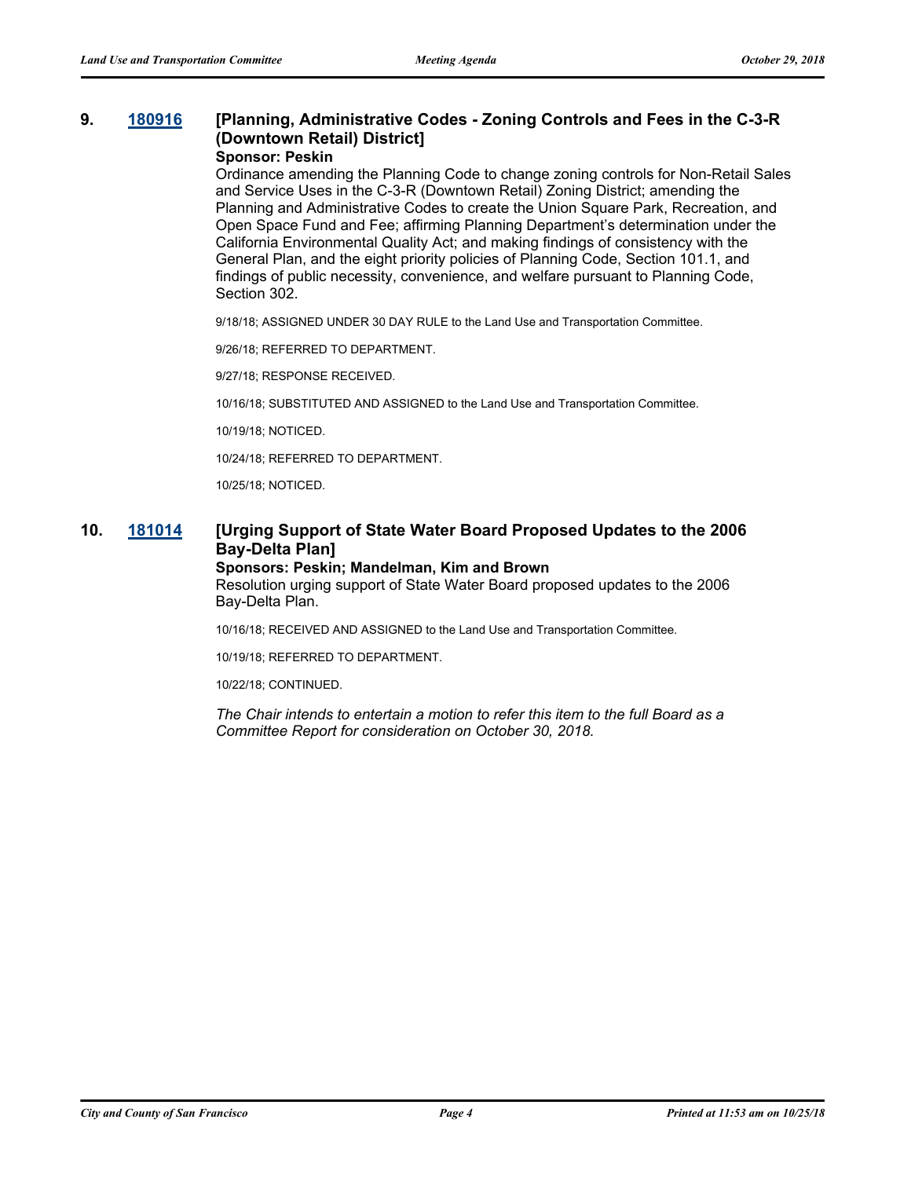### 9. 180916 [Planning, Administrative Codes - Zoning Controls and Fees in the C-3-R (Downtown Retail) District]

**Sponsor: Peskin**

Ordinance amending the Planning Code to change zoning controls for Non-Retail Sales and Service Uses in the C-3-R (Downtown Retail) Zoning District; amending the Planning and Administrative Codes to create the Union Square Park, Recreation, and Open Space Fund and Fee; affirming Planning Department's determination under the California Environmental Quality Act; and making findings of consistency with the General Plan, and the eight priority policies of Planning Code, Section 101.1, and findings of public necessity, convenience, and welfare pursuant to Planning Code, Section 302.

9/18/18; ASSIGNED UNDER 30 DAY RULE to the Land Use and Transportation Committee.

9/26/18; REFERRED TO DEPARTMENT.

9/27/18; RESPONSE RECEIVED.

10/16/18; SUBSTITUTED AND ASSIGNED to the Land Use and Transportation Committee.

10/19/18; NOTICED.

10/24/18; REFERRED TO DEPARTMENT.

10/25/18; NOTICED.

### 10. 181014 [Urging Support of State Water Board Proposed Updates to the 2006 Bay-Delta Plan]

**Sponsors: Peskin; Mandelman, Kim and Brown**

Resolution urging support of State Water Board proposed updates to the 2006 Bay-Delta Plan.

10/16/18; RECEIVED AND ASSIGNED to the Land Use and Transportation Committee.

10/19/18; REFERRED TO DEPARTMENT.

10/22/18; CONTINUED.

*The Chair intends to entertain a motion to refer this item to the full Board as a Committee Report for consideration on October 30, 2018.*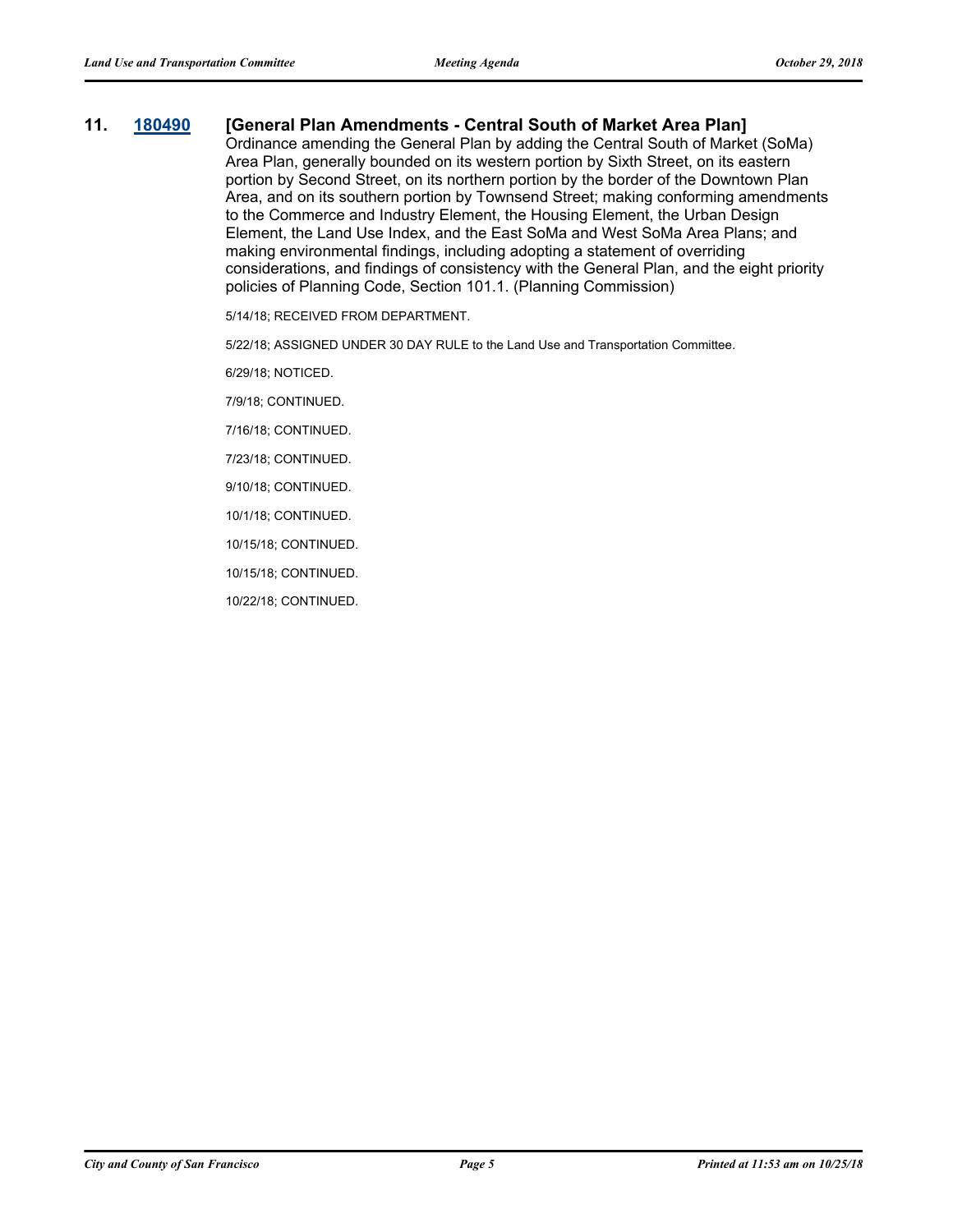**11. 180490 [General Plan Amendments - Central South of Market Area Plan]**

Ordinance amending the General Plan by adding the Central South of Market (SoMa) Area Plan, generally bounded on its western portion by Sixth Street, on its eastern portion by Second Street, on its northern portion by the border of the Downtown Plan Area, and on its southern portion by Townsend Street; making conforming amendments to the Commerce and Industry Element, the Housing Element, the Urban Design Element, the Land Use Index, and the East SoMa and West SoMa Area Plans; and making environmental findings, including adopting a statement of overriding considerations, and findings of consistency with the General Plan, and the eight priority policies of Planning Code, Section 101.1. (Planning Commission)

5/14/18; RECEIVED FROM DEPARTMENT.

5/22/18; ASSIGNED UNDER 30 DAY RULE to the Land Use and Transportation Committee.

6/29/18; NOTICED.

7/9/18; CONTINUED.

7/16/18; CONTINUED.

7/23/18; CONTINUED.

9/10/18; CONTINUED.

10/1/18; CONTINUED.

10/15/18; CONTINUED.

10/15/18; CONTINUED.

10/22/18; CONTINUED.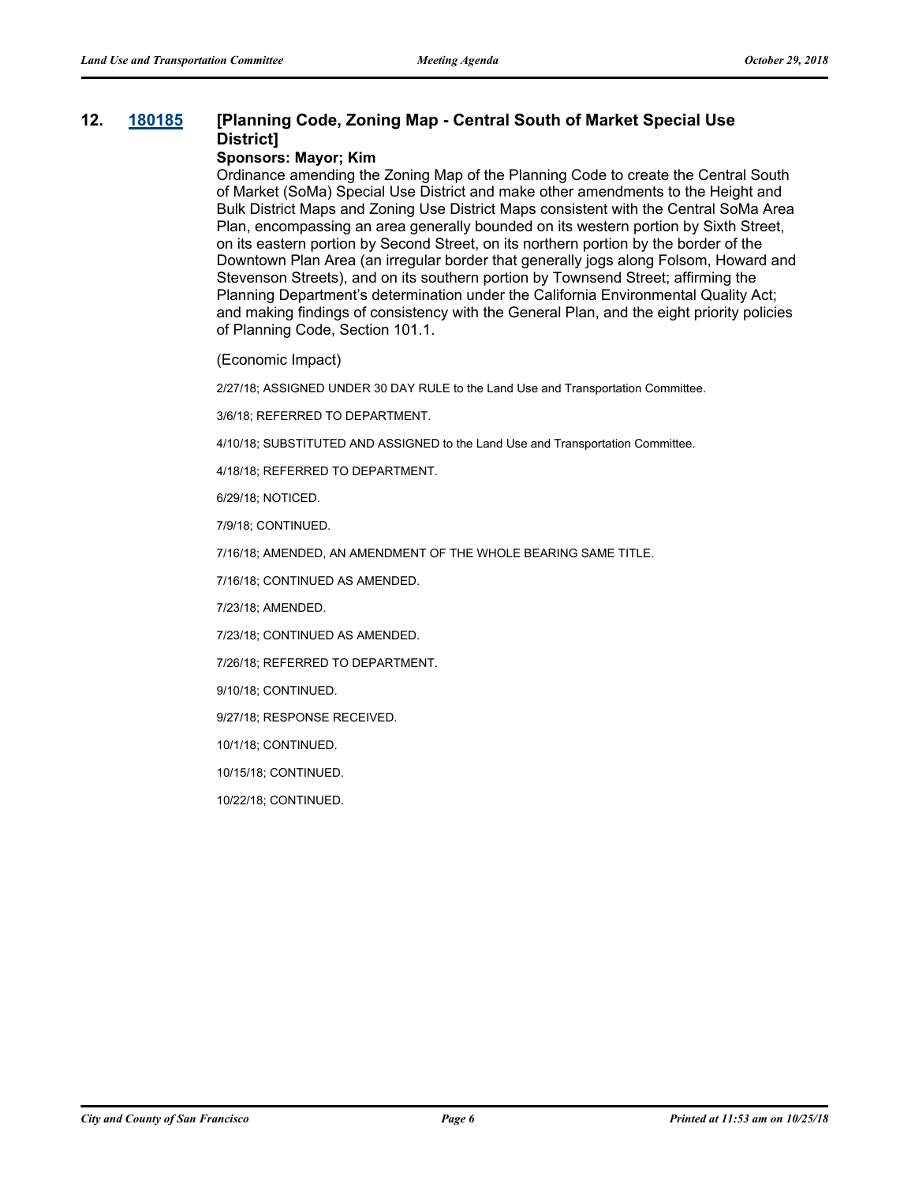## 12. 180185 [Planning Code, Zoning Map - Central South of Market Special Use District]

**Sponsors: Mayor; Kim**

Ordinance amending the Zoning Map of the Planning Code to create the Central South of Market (SoMa) Special Use District and make other amendments to the Height and Bulk District Maps and Zoning Use District Maps consistent with the Central SoMa Area Plan, encompassing an area generally bounded on its western portion by Sixth Street, on its eastern portion by Second Street, on its northern portion by the border of the Downtown Plan Area (an irregular border that generally jogs along Folsom, Howard and Stevenson Streets), and on its southern portion by Townsend Street; affirming the Planning Department's determination under the California Environmental Quality Act; and making findings of consistency with the General Plan, and the eight priority policies of Planning Code, Section 101.1.

(Economic Impact)

2/27/18; ASSIGNED UNDER 30 DAY RULE to the Land Use and Transportation Committee.

3/6/18; REFERRED TO DEPARTMENT.

4/10/18; SUBSTITUTED AND ASSIGNED to the Land Use and Transportation Committee.

4/18/18; REFERRED TO DEPARTMENT.

6/29/18; NOTICED.

7/9/18; CONTINUED.

7/16/18; AMENDED, AN AMENDMENT OF THE WHOLE BEARING SAME TITLE.

7/16/18; CONTINUED AS AMENDED.

7/23/18; AMENDED.

7/23/18; CONTINUED AS AMENDED.

7/26/18; REFERRED TO DEPARTMENT.

9/10/18; CONTINUED.

9/27/18; RESPONSE RECEIVED.

10/1/18; CONTINUED.

10/15/18; CONTINUED.

10/22/18; CONTINUED.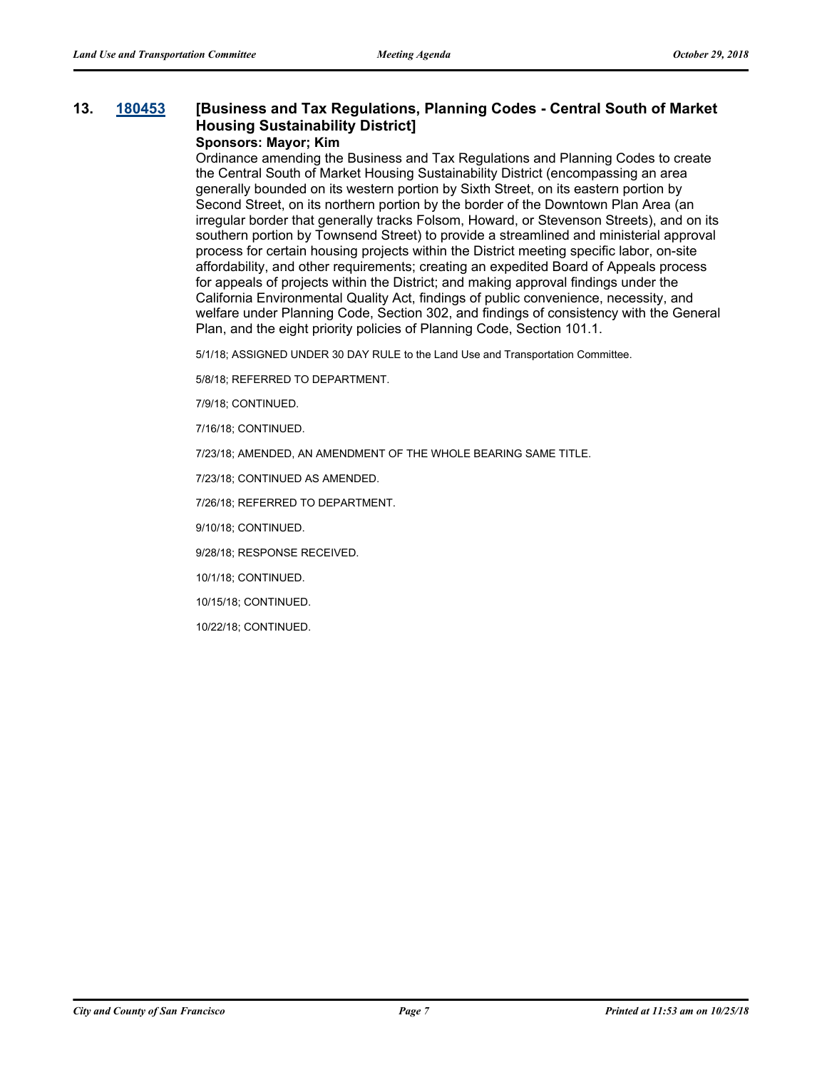### 13. 180453 [Business and Tax Regulations, Planning Codes - Central South of Market Housing Sustainability District]

**Sponsors: Mayor; Kim**

Ordinance amending the Business and Tax Regulations and Planning Codes to create the Central South of Market Housing Sustainability District (encompassing an area generally bounded on its western portion by Sixth Street, on its eastern portion by Second Street, on its northern portion by the border of the Downtown Plan Area (an irregular border that generally tracks Folsom, Howard, or Stevenson Streets), and on its southern portion by Townsend Street) to provide a streamlined and ministerial approval process for certain housing projects within the District meeting specific labor, on-site affordability, and other requirements; creating an expedited Board of Appeals process for appeals of projects within the District; and making approval findings under the California Environmental Quality Act, findings of public convenience, necessity, and welfare under Planning Code, Section 302, and findings of consistency with the General Plan, and the eight priority policies of Planning Code, Section 101.1.

5/1/18; ASSIGNED UNDER 30 DAY RULE to the Land Use and Transportation Committee.

5/8/18; REFERRED TO DEPARTMENT.

7/9/18; CONTINUED.

7/16/18; CONTINUED.

7/23/18; AMENDED, AN AMENDMENT OF THE WHOLE BEARING SAME TITLE.

7/23/18; CONTINUED AS AMENDED.

7/26/18; REFERRED TO DEPARTMENT.

9/10/18; CONTINUED.

9/28/18; RESPONSE RECEIVED.

10/1/18; CONTINUED.

10/15/18; CONTINUED.

10/22/18; CONTINUED.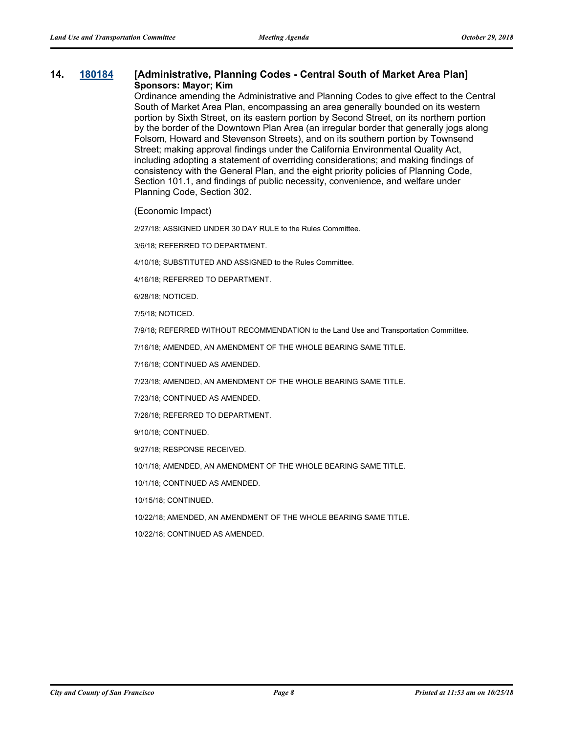**14. [180184](180184) [Administrative, Planning Codes - Central South of Market Area Plan]**
**Sponsors: Mayor; Kim**

Ordinance amending the Administrative and Planning Codes to give effect to the Central South of Market Area Plan, encompassing an area generally bounded on its western portion by Sixth Street, on its eastern portion by Second Street, on its northern portion by the border of the Downtown Plan Area (an irregular border that generally jogs along Folsom, Howard and Stevenson Streets), and on its southern portion by Townsend Street; making approval findings under the California Environmental Quality Act, including adopting a statement of overriding considerations; and making findings of consistency with the General Plan, and the eight priority policies of Planning Code, Section 101.1, and findings of public necessity, convenience, and welfare under Planning Code, Section 302.

(Economic Impact)

2/27/18; ASSIGNED UNDER 30 DAY RULE to the Rules Committee.

3/6/18; REFERRED TO DEPARTMENT.

4/10/18; SUBSTITUTED AND ASSIGNED to the Rules Committee.

4/16/18; REFERRED TO DEPARTMENT.

6/28/18; NOTICED.

7/5/18; NOTICED.

7/9/18; REFERRED WITHOUT RECOMMENDATION to the Land Use and Transportation Committee.

7/16/18; AMENDED, AN AMENDMENT OF THE WHOLE BEARING SAME TITLE.

7/16/18; CONTINUED AS AMENDED.

7/23/18; AMENDED, AN AMENDMENT OF THE WHOLE BEARING SAME TITLE.

7/23/18; CONTINUED AS AMENDED.

7/26/18; REFERRED TO DEPARTMENT.

9/10/18; CONTINUED.

9/27/18; RESPONSE RECEIVED.

10/1/18; AMENDED, AN AMENDMENT OF THE WHOLE BEARING SAME TITLE.

10/1/18; CONTINUED AS AMENDED.

10/15/18; CONTINUED.

10/22/18; AMENDED, AN AMENDMENT OF THE WHOLE BEARING SAME TITLE.

10/22/18; CONTINUED AS AMENDED.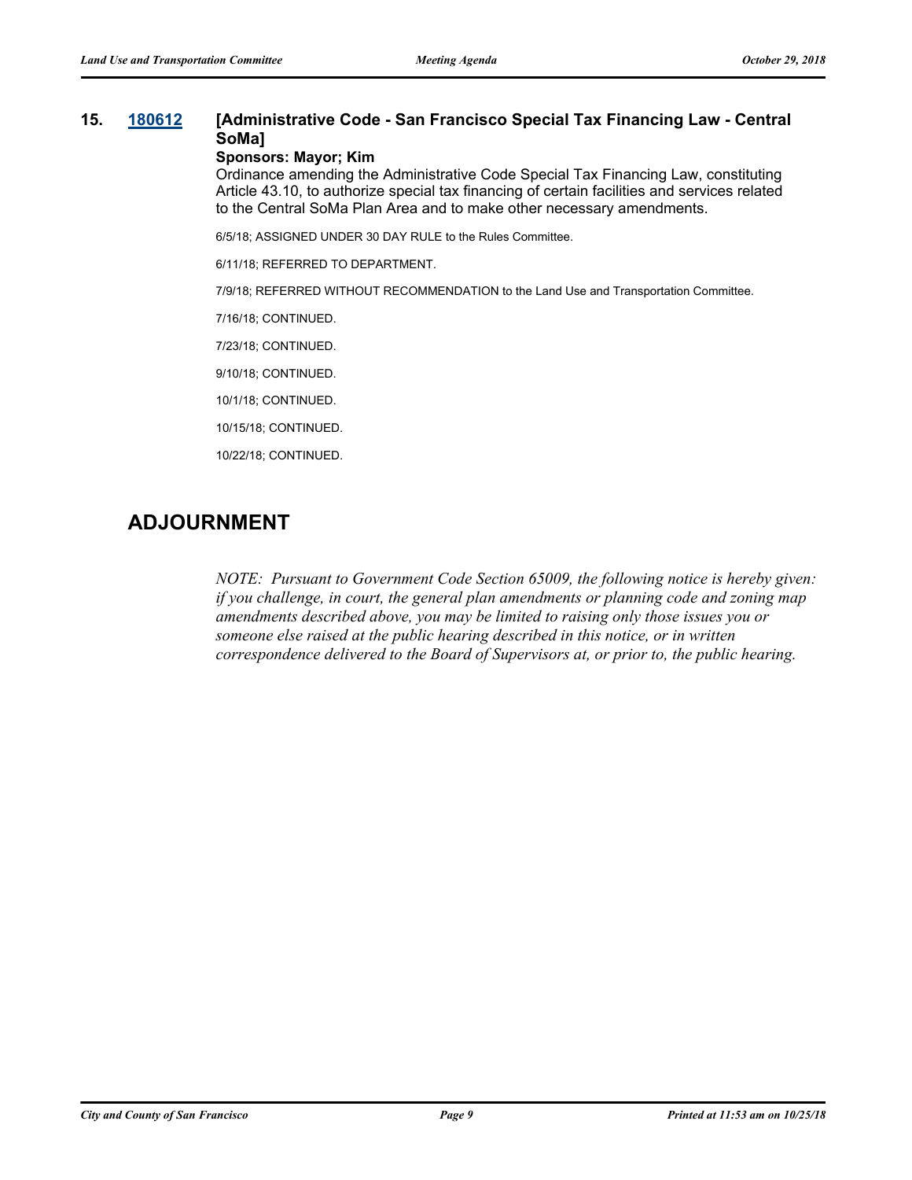**15. 180612 [Administrative Code - San Francisco Special Tax Financing Law - Central SoMa]**

**Sponsors: Mayor; Kim**

Ordinance amending the Administrative Code Special Tax Financing Law, constituting Article 43.10, to authorize special tax financing of certain facilities and services related to the Central SoMa Plan Area and to make other necessary amendments.

6/5/18; ASSIGNED UNDER 30 DAY RULE to the Rules Committee.

6/11/18; REFERRED TO DEPARTMENT.

7/9/18; REFERRED WITHOUT RECOMMENDATION to the Land Use and Transportation Committee.

7/16/18; CONTINUED.

7/23/18; CONTINUED.

9/10/18; CONTINUED.

10/1/18; CONTINUED.

10/15/18; CONTINUED.

10/22/18; CONTINUED.

## ADJOURNMENT

*NOTE: Pursuant to Government Code Section 65009, the following notice is hereby given: if you challenge, in court, the general plan amendments or planning code and zoning map amendments described above, you may be limited to raising only those issues you or someone else raised at the public hearing described in this notice, or in written correspondence delivered to the Board of Supervisors at, or prior to, the public hearing.*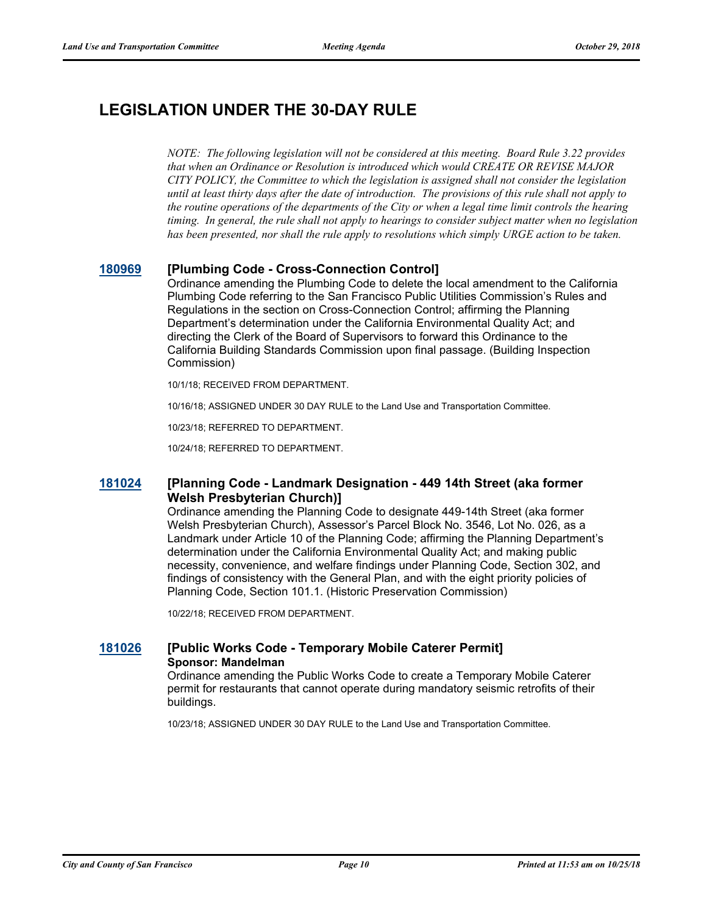## LEGISLATION UNDER THE 30-DAY RULE

*NOTE: The following legislation will not be considered at this meeting. Board Rule 3.22 provides that when an Ordinance or Resolution is introduced which would CREATE OR REVISE MAJOR CITY POLICY, the Committee to which the legislation is assigned shall not consider the legislation until at least thirty days after the date of introduction. The provisions of this rule shall not apply to the routine operations of the departments of the City or when a legal time limit controls the hearing timing. In general, the rule shall not apply to hearings to consider subject matter when no legislation has been presented, nor shall the rule apply to resolutions which simply URGE action to be taken.*

### 180969 [Plumbing Code - Cross-Connection Control]

Ordinance amending the Plumbing Code to delete the local amendment to the California Plumbing Code referring to the San Francisco Public Utilities Commission's Rules and Regulations in the section on Cross-Connection Control; affirming the Planning Department's determination under the California Environmental Quality Act; and directing the Clerk of the Board of Supervisors to forward this Ordinance to the California Building Standards Commission upon final passage. (Building Inspection Commission)

10/1/18; RECEIVED FROM DEPARTMENT.

10/16/18; ASSIGNED UNDER 30 DAY RULE to the Land Use and Transportation Committee.

10/23/18; REFERRED TO DEPARTMENT.

10/24/18; REFERRED TO DEPARTMENT.

### 181024 [Planning Code - Landmark Designation - 449 14th Street (aka former Welsh Presbyterian Church)]

Ordinance amending the Planning Code to designate 449-14th Street (aka former Welsh Presbyterian Church), Assessor's Parcel Block No. 3546, Lot No. 026, as a Landmark under Article 10 of the Planning Code; affirming the Planning Department's determination under the California Environmental Quality Act; and making public necessity, convenience, and welfare findings under Planning Code, Section 302, and findings of consistency with the General Plan, and with the eight priority policies of Planning Code, Section 101.1. (Historic Preservation Commission)

10/22/18; RECEIVED FROM DEPARTMENT.

### 181026 [Public Works Code - Temporary Mobile Caterer Permit]

**Sponsor: Mandelman**

Ordinance amending the Public Works Code to create a Temporary Mobile Caterer permit for restaurants that cannot operate during mandatory seismic retrofits of their buildings.

10/23/18; ASSIGNED UNDER 30 DAY RULE to the Land Use and Transportation Committee.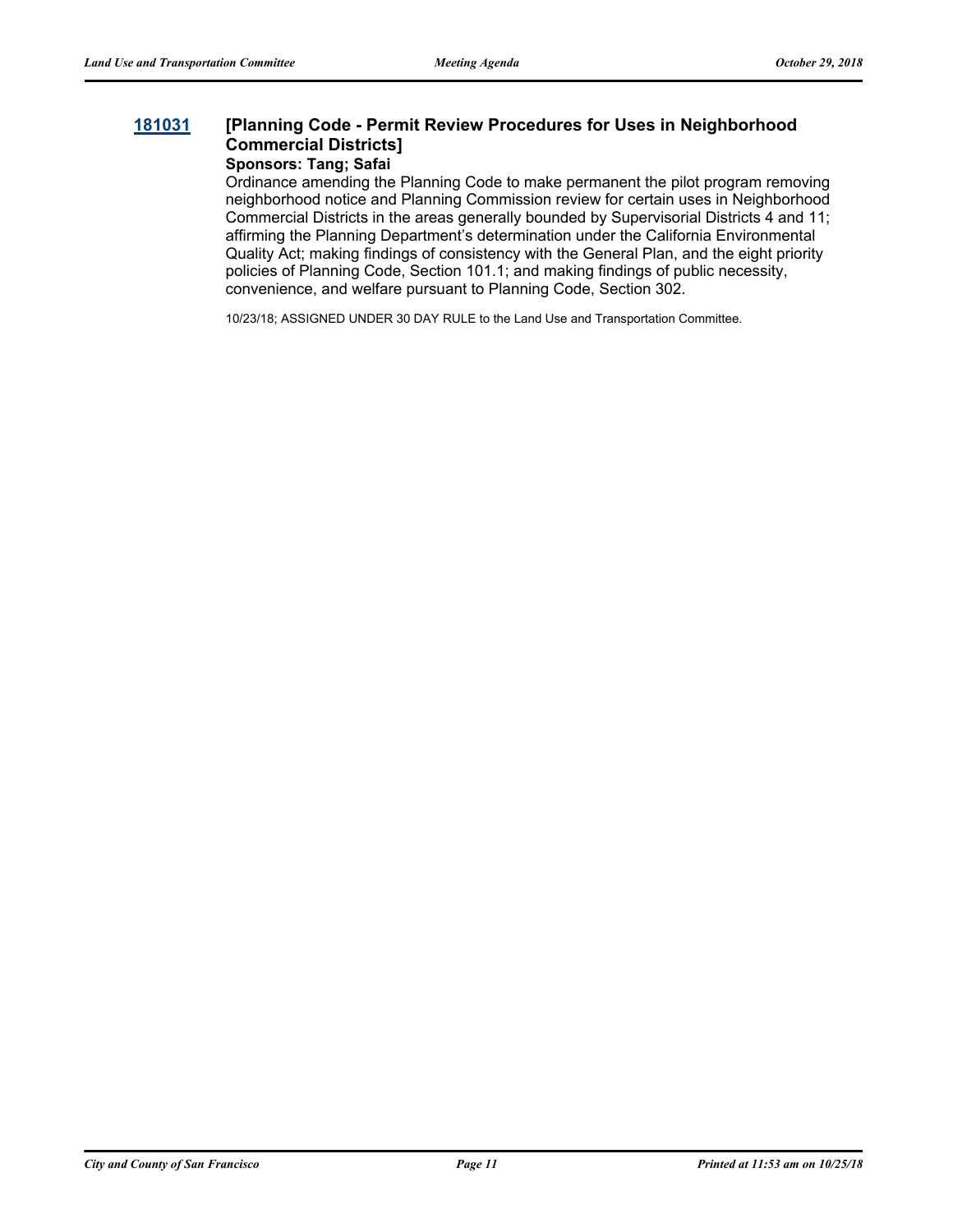**181031** **[Planning Code - Permit Review Procedures for Uses in Neighborhood Commercial Districts]**

**Sponsors: Tang; Safai**

Ordinance amending the Planning Code to make permanent the pilot program removing neighborhood notice and Planning Commission review for certain uses in Neighborhood Commercial Districts in the areas generally bounded by Supervisorial Districts 4 and 11; affirming the Planning Department's determination under the California Environmental Quality Act; making findings of consistency with the General Plan, and the eight priority policies of Planning Code, Section 101.1; and making findings of public necessity, convenience, and welfare pursuant to Planning Code, Section 302.

10/23/18; ASSIGNED UNDER 30 DAY RULE to the Land Use and Transportation Committee.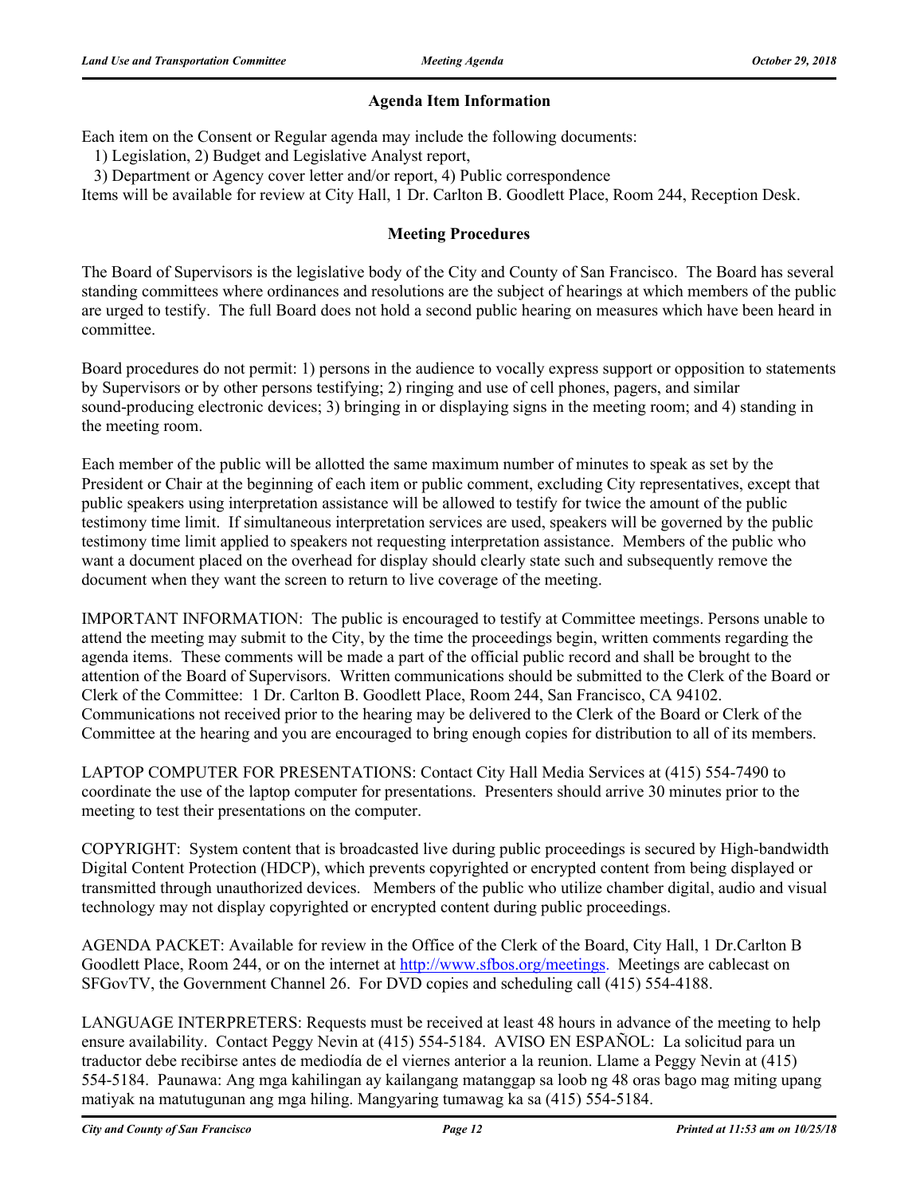## Agenda Item Information

Each item on the Consent or Regular agenda may include the following documents:
1) Legislation, 2) Budget and Legislative Analyst report,
3) Department or Agency cover letter and/or report, 4) Public correspondence

Items will be available for review at City Hall, 1 Dr. Carlton B. Goodlett Place, Room 244, Reception Desk.

## Meeting Procedures

The Board of Supervisors is the legislative body of the City and County of San Francisco. The Board has several standing committees where ordinances and resolutions are the subject of hearings at which members of the public are urged to testify. The full Board does not hold a second public hearing on measures which have been heard in committee.

Board procedures do not permit: 1) persons in the audience to vocally express support or opposition to statements by Supervisors or by other persons testifying; 2) ringing and use of cell phones, pagers, and similar sound-producing electronic devices; 3) bringing in or displaying signs in the meeting room; and 4) standing in the meeting room.

Each member of the public will be allotted the same maximum number of minutes to speak as set by the President or Chair at the beginning of each item or public comment, excluding City representatives, except that public speakers using interpretation assistance will be allowed to testify for twice the amount of the public testimony time limit. If simultaneous interpretation services are used, speakers will be governed by the public testimony time limit applied to speakers not requesting interpretation assistance. Members of the public who want a document placed on the overhead for display should clearly state such and subsequently remove the document when they want the screen to return to live coverage of the meeting.

IMPORTANT INFORMATION: The public is encouraged to testify at Committee meetings. Persons unable to attend the meeting may submit to the City, by the time the proceedings begin, written comments regarding the agenda items. These comments will be made a part of the official public record and shall be brought to the attention of the Board of Supervisors. Written communications should be submitted to the Clerk of the Board or Clerk of the Committee: 1 Dr. Carlton B. Goodlett Place, Room 244, San Francisco, CA 94102. Communications not received prior to the hearing may be delivered to the Clerk of the Board or Clerk of the Committee at the hearing and you are encouraged to bring enough copies for distribution to all of its members.

LAPTOP COMPUTER FOR PRESENTATIONS: Contact City Hall Media Services at (415) 554-7490 to coordinate the use of the laptop computer for presentations. Presenters should arrive 30 minutes prior to the meeting to test their presentations on the computer.

COPYRIGHT: System content that is broadcasted live during public proceedings is secured by High-bandwidth Digital Content Protection (HDCP), which prevents copyrighted or encrypted content from being displayed or transmitted through unauthorized devices. Members of the public who utilize chamber digital, audio and visual technology may not display copyrighted or encrypted content during public proceedings.

AGENDA PACKET: Available for review in the Office of the Clerk of the Board, City Hall, 1 Dr.Carlton B Goodlett Place, Room 244, or on the internet at http://www.sfbos.org/meetings. Meetings are cablecast on SFGovTV, the Government Channel 26. For DVD copies and scheduling call (415) 554-4188.

LANGUAGE INTERPRETERS: Requests must be received at least 48 hours in advance of the meeting to help ensure availability. Contact Peggy Nevin at (415) 554-5184. AVISO EN ESPAÑOL: La solicitud para un traductor debe recibirse antes de mediodía de el viernes anterior a la reunion. Llame a Peggy Nevin at (415) 554-5184. Paunawa: Ang mga kahilingan ay kailangang matanggap sa loob ng 48 oras bago mag miting upang matiyak na matutugunan ang mga hiling. Mangyaring tumawag ka sa (415) 554-5184.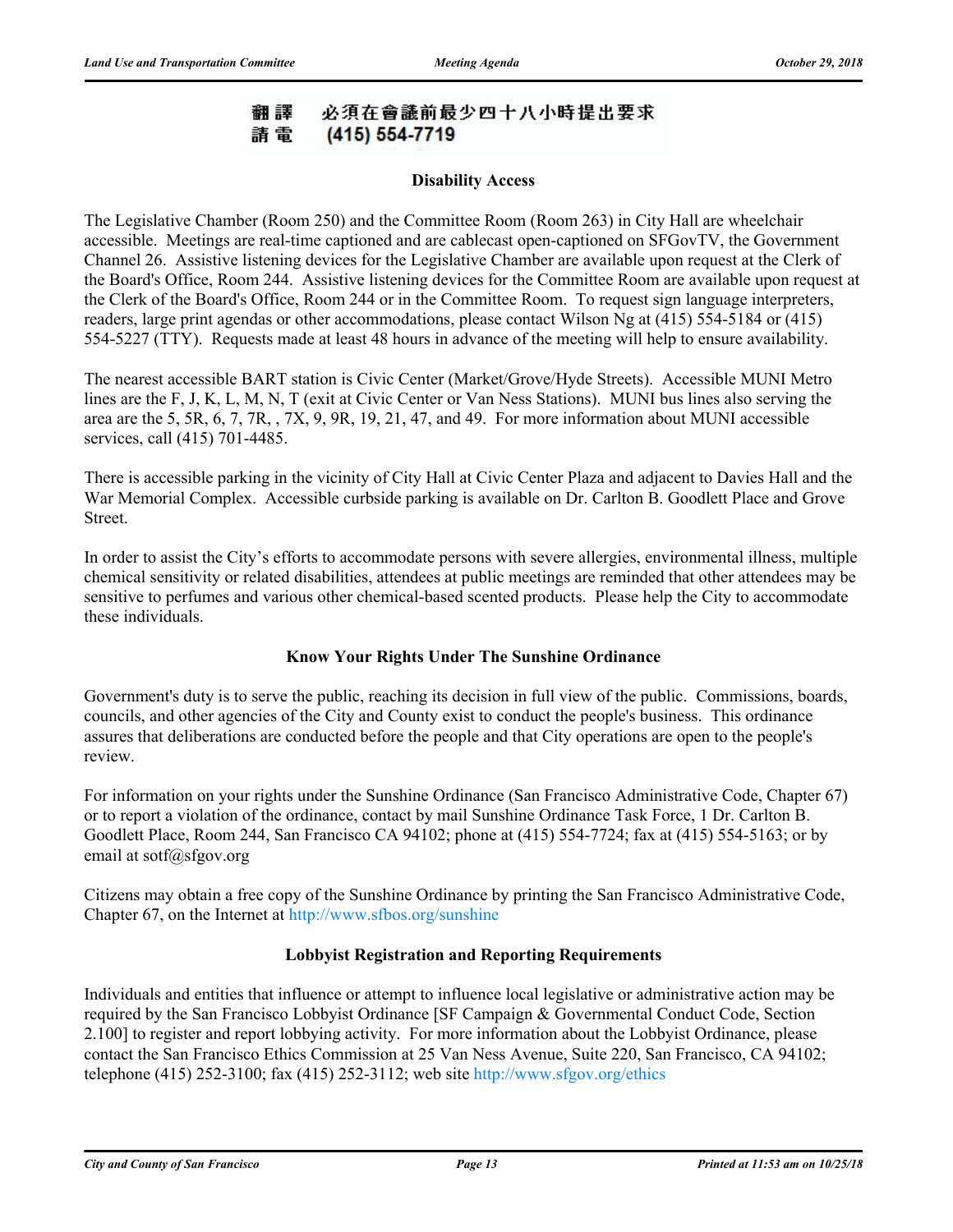翻譯 必須在會議前最少四十八小時提出要求
請電 (415) 554-7719

**Disability Access**

The Legislative Chamber (Room 250) and the Committee Room (Room 263) in City Hall are wheelchair accessible. Meetings are real-time captioned and are cablecast open-captioned on SFGovTV, the Government Channel 26. Assistive listening devices for the Legislative Chamber are available upon request at the Clerk of the Board's Office, Room 244. Assistive listening devices for the Committee Room are available upon request at the Clerk of the Board's Office, Room 244 or in the Committee Room. To request sign language interpreters, readers, large print agendas or other accommodations, please contact Wilson Ng at (415) 554-5184 or (415) 554-5227 (TTY). Requests made at least 48 hours in advance of the meeting will help to ensure availability.

The nearest accessible BART station is Civic Center (Market/Grove/Hyde Streets). Accessible MUNI Metro lines are the F, J, K, L, M, N, T (exit at Civic Center or Van Ness Stations). MUNI bus lines also serving the area are the 5, 5R, 6, 7, 7R, , 7X, 9, 9R, 19, 21, 47, and 49. For more information about MUNI accessible services, call (415) 701-4485.

There is accessible parking in the vicinity of City Hall at Civic Center Plaza and adjacent to Davies Hall and the War Memorial Complex. Accessible curbside parking is available on Dr. Carlton B. Goodlett Place and Grove Street.

In order to assist the City's efforts to accommodate persons with severe allergies, environmental illness, multiple chemical sensitivity or related disabilities, attendees at public meetings are reminded that other attendees may be sensitive to perfumes and various other chemical-based scented products. Please help the City to accommodate these individuals.

**Know Your Rights Under The Sunshine Ordinance**

Government's duty is to serve the public, reaching its decision in full view of the public. Commissions, boards, councils, and other agencies of the City and County exist to conduct the people's business. This ordinance assures that deliberations are conducted before the people and that City operations are open to the people's review.

For information on your rights under the Sunshine Ordinance (San Francisco Administrative Code, Chapter 67) or to report a violation of the ordinance, contact by mail Sunshine Ordinance Task Force, 1 Dr. Carlton B. Goodlett Place, Room 244, San Francisco CA 94102; phone at (415) 554-7724; fax at (415) 554-5163; or by email at sotf@sfgov.org

Citizens may obtain a free copy of the Sunshine Ordinance by printing the San Francisco Administrative Code, Chapter 67, on the Internet at http://www.sfbos.org/sunshine

**Lobbyist Registration and Reporting Requirements**

Individuals and entities that influence or attempt to influence local legislative or administrative action may be required by the San Francisco Lobbyist Ordinance [SF Campaign & Governmental Conduct Code, Section 2.100] to register and report lobbying activity. For more information about the Lobbyist Ordinance, please contact the San Francisco Ethics Commission at 25 Van Ness Avenue, Suite 220, San Francisco, CA 94102; telephone (415) 252-3100; fax (415) 252-3112; web site http://www.sfgov.org/ethics